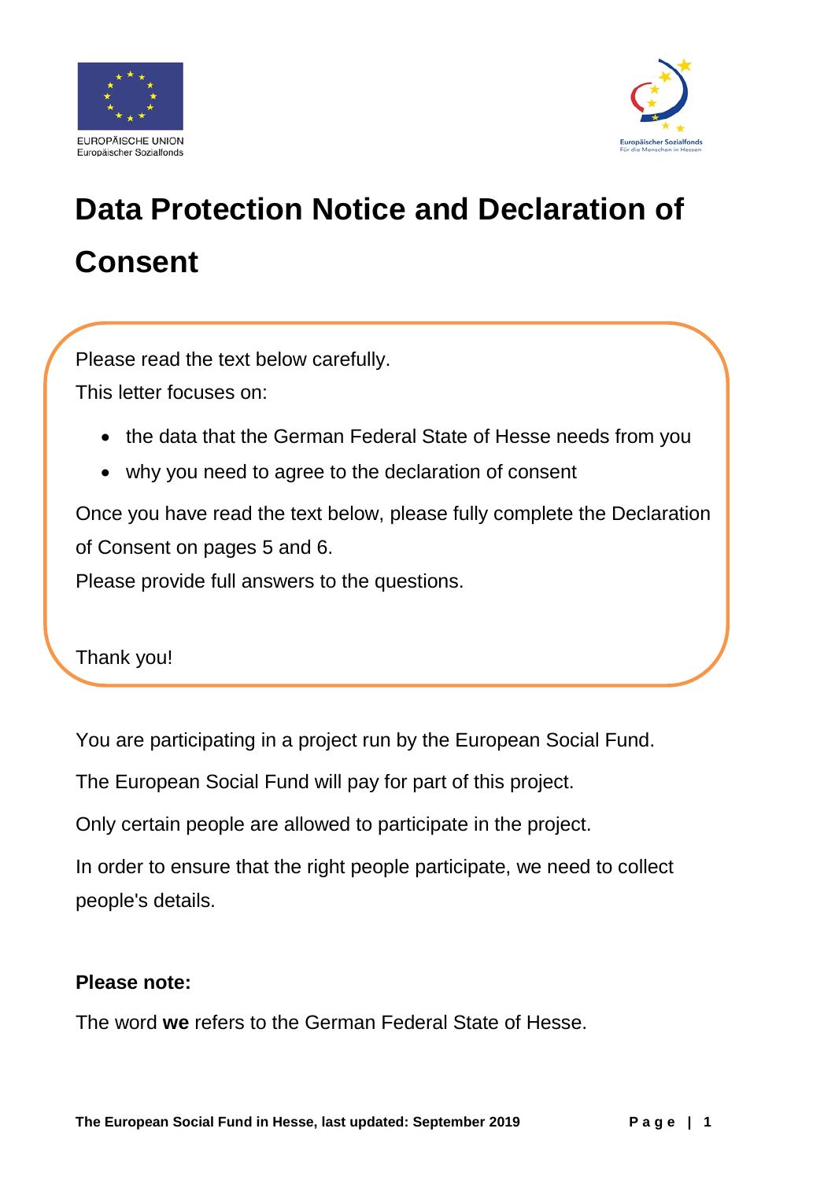EUROPÄISCHE UNION
Europäischer Sozialfonds

Europäischer Sozialfonds
Für die Menschen in Hessen

# Data Protection Notice and Declaration of Consent

Please read the text below carefully.

This letter focuses on:

- the data that the German Federal State of Hesse needs from you
- why you need to agree to the declaration of consent

Once you have read the text below, please fully complete the Declaration of Consent on pages 5 and 6.

Please provide full answers to the questions.

Thank you!

You are participating in a project run by the European Social Fund.

The European Social Fund will pay for part of this project.

Only certain people are allowed to participate in the project.

In order to ensure that the right people participate, we need to collect people's details.

**Please note:**

The word **we** refers to the German Federal State of Hesse.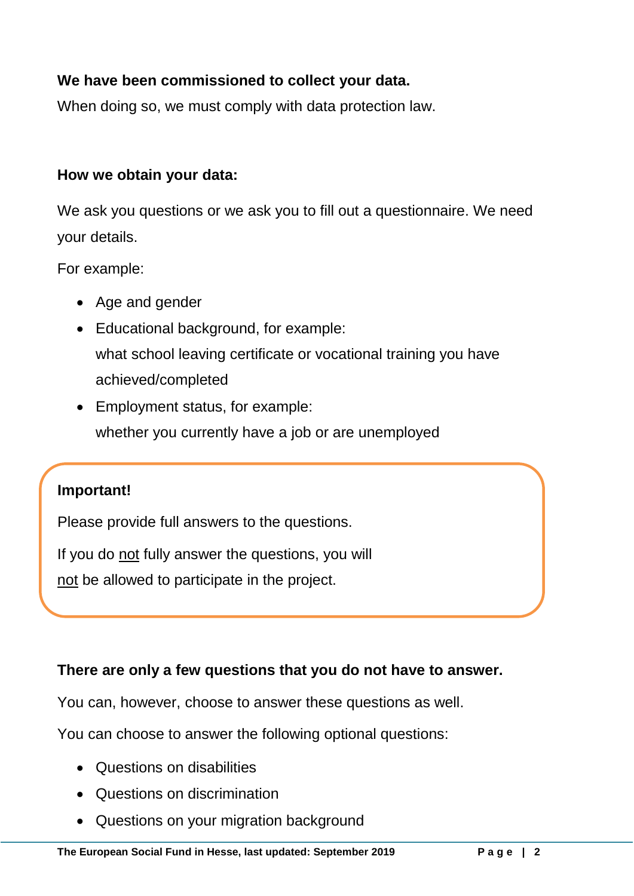**We have been commissioned to collect your data.**

When doing so, we must comply with data protection law.

**How we obtain your data:**

We ask you questions or we ask you to fill out a questionnaire. We need your details.

For example:

- Age and gender
- Educational background, for example:
  what school leaving certificate or vocational training you have achieved/completed
- Employment status, for example:
  whether you currently have a job or are unemployed

**Important!**

Please provide full answers to the questions.

If you do <u>not</u> fully answer the questions, you will <u>not</u> be allowed to participate in the project.

**There are only a few questions that you do not have to answer.**

You can, however, choose to answer these questions as well.

You can choose to answer the following optional questions:

- Questions on disabilities
- Questions on discrimination
- Questions on your migration background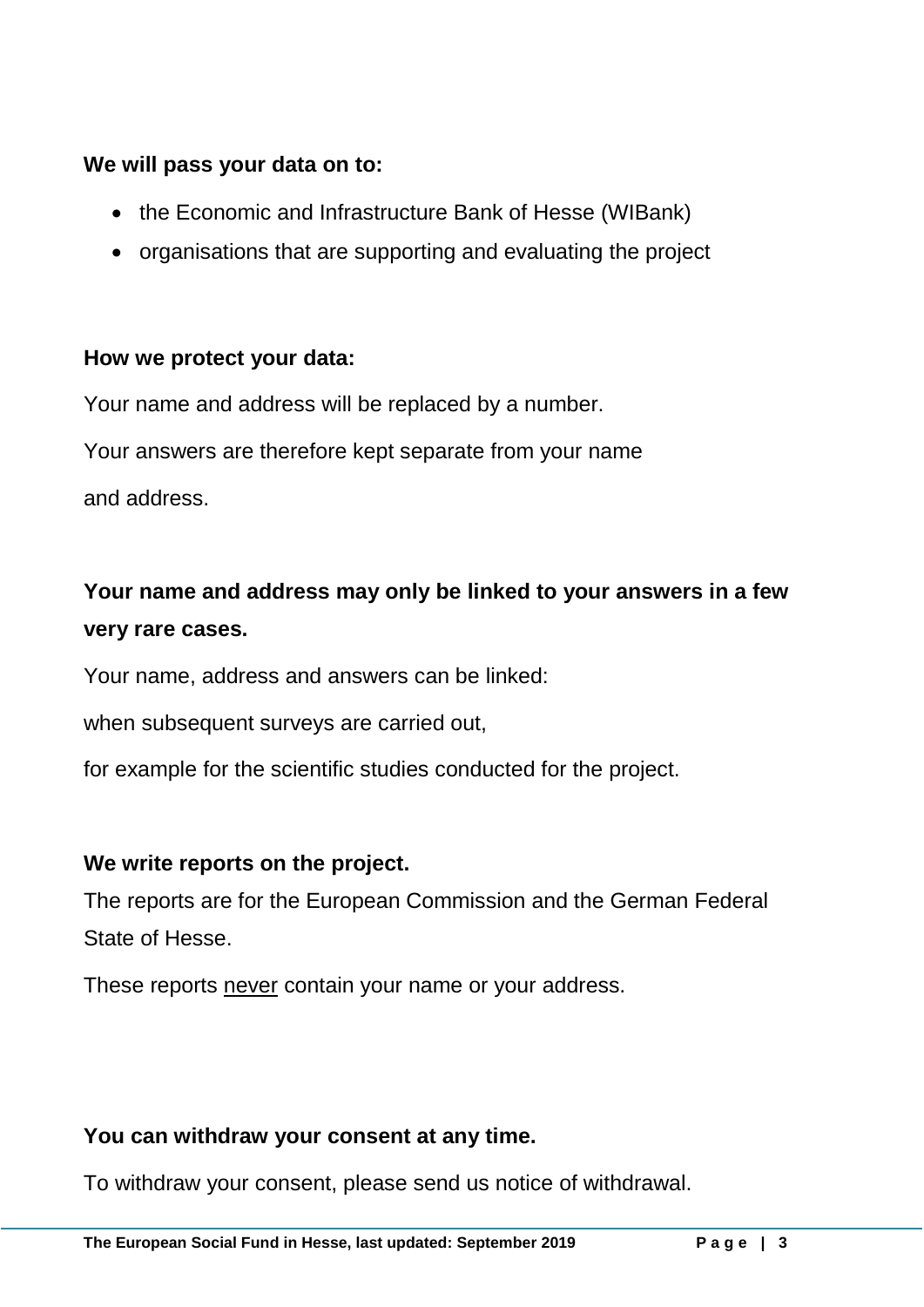**We will pass your data on to:**

- the Economic and Infrastructure Bank of Hesse (WIBank)
- organisations that are supporting and evaluating the project

**How we protect your data:**

Your name and address will be replaced by a number.

Your answers are therefore kept separate from your name and address.

**Your name and address may only be linked to your answers in a few very rare cases.**

Your name, address and answers can be linked:

when subsequent surveys are carried out,

for example for the scientific studies conducted for the project.

**We write reports on the project.**

The reports are for the European Commission and the German Federal State of Hesse.

These reports <u>never</u> contain your name or your address.

**You can withdraw your consent at any time.**

To withdraw your consent, please send us notice of withdrawal.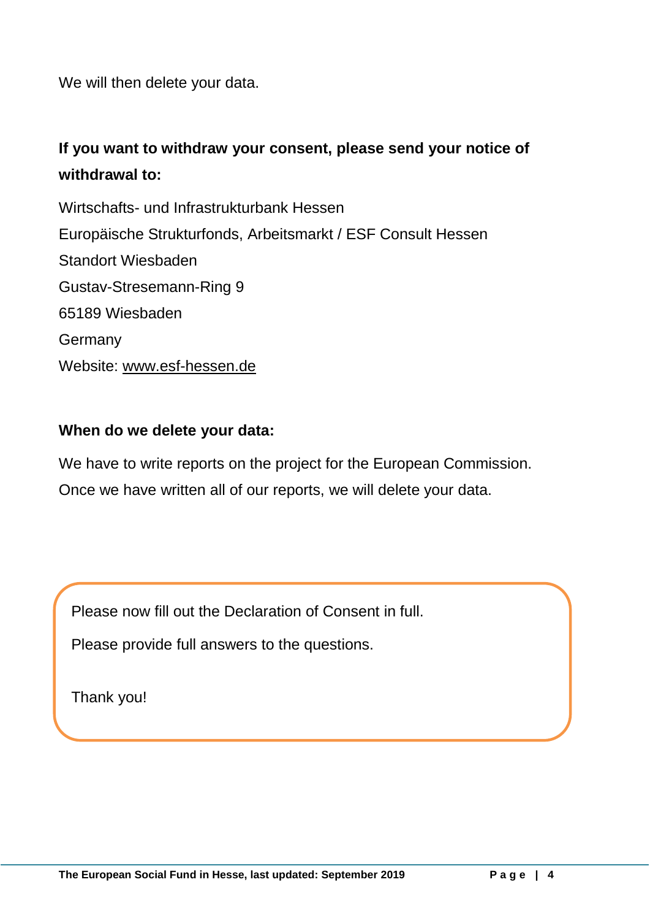We will then delete your data.

**If you want to withdraw your consent, please send your notice of withdrawal to:**

Wirtschafts- und Infrastrukturbank Hessen
Europäische Strukturfonds, Arbeitsmarkt / ESF Consult Hessen
Standort Wiesbaden
Gustav-Stresemann-Ring 9
65189 Wiesbaden
Germany
Website: www.esf-hessen.de

**When do we delete your data:**

We have to write reports on the project for the European Commission. Once we have written all of our reports, we will delete your data.

Please now fill out the Declaration of Consent in full.

Please provide full answers to the questions.

Thank you!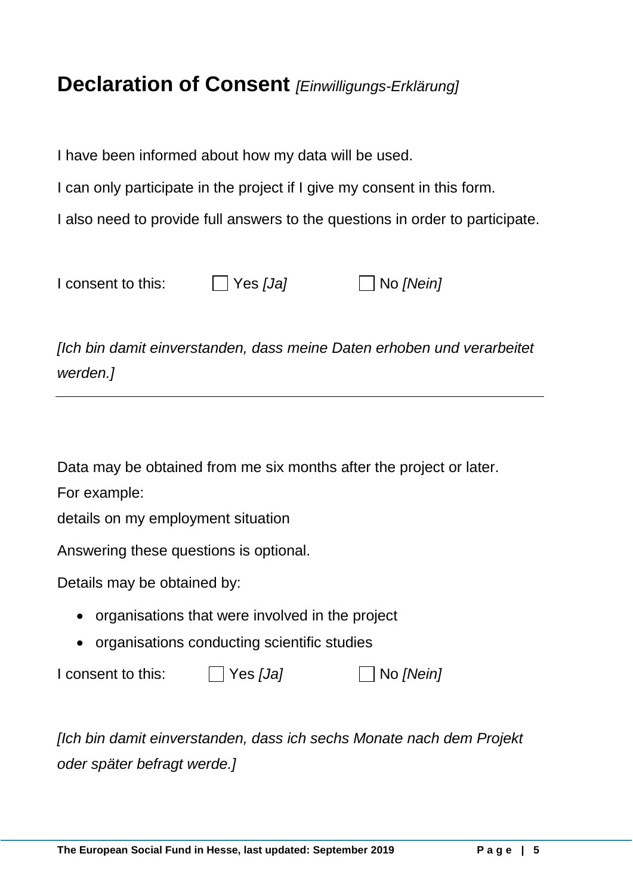# Declaration of Consent *[Einwilligungs-Erklärung]*

I have been informed about how my data will be used.

I can only participate in the project if I give my consent in this form.

I also need to provide full answers to the questions in order to participate.

I consent to this: ☐ Yes *[Ja]* ☐ No *[Nein]*

*[Ich bin damit einverstanden, dass meine Daten erhoben und verarbeitet werden.]*

---

Data may be obtained from me six months after the project or later.

For example:

details on my employment situation

Answering these questions is optional.

Details may be obtained by:

- organisations that were involved in the project
- organisations conducting scientific studies

I consent to this: ☐ Yes *[Ja]* ☐ No *[Nein]*

*[Ich bin damit einverstanden, dass ich sechs Monate nach dem Projekt oder später befragt werde.]*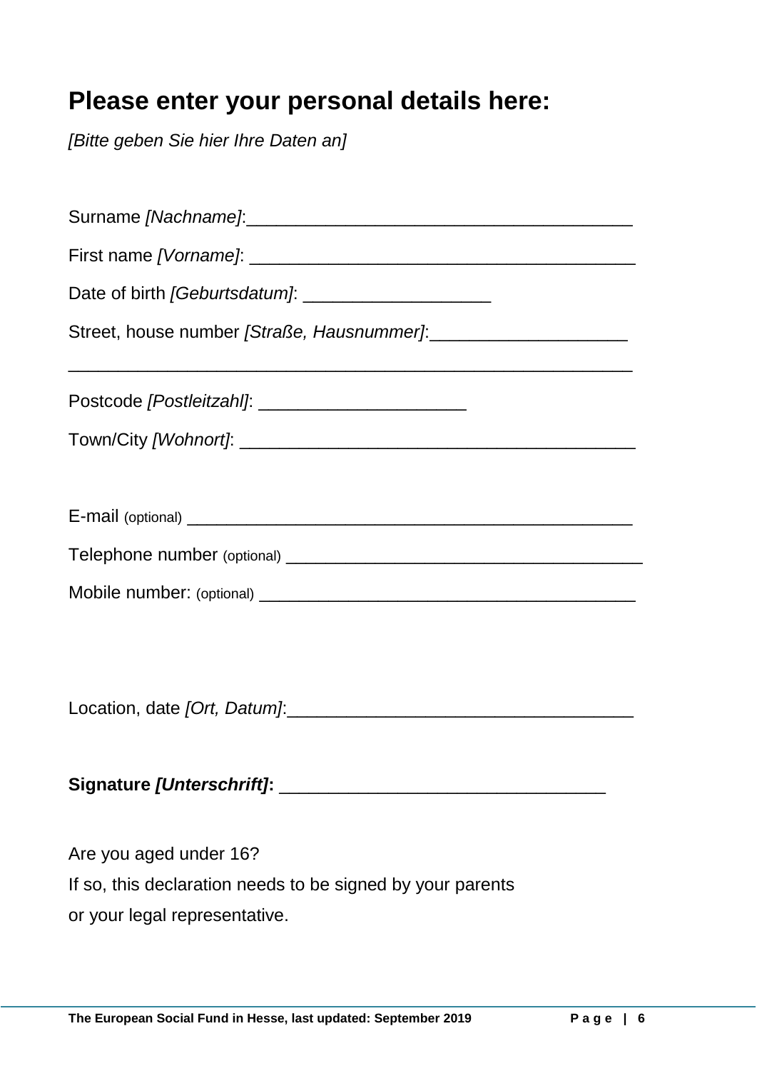## Please enter your personal details here:

*[Bitte geben Sie hier Ihre Daten an]*

Surname *[Nachname]*:________________________________________

First name *[Vorname]*: ________________________________________

Date of birth *[Geburtsdatum]*: ___________________

Street, house number *[Straße, Hausnummer]*:____________________

__________________________________________________________

Postcode *[Postleitzahl]*: _____________________

Town/City *[Wohnort]*: ________________________________________

E-mail (optional) ____________________________________________

Telephone number (optional) ____________________________________

Mobile number: (optional) ______________________________________

Location, date *[Ort, Datum]*:___________________________________

**Signature *[Unterschrift]*:** _________________________________

Are you aged under 16?
If so, this declaration needs to be signed by your parents
or your legal representative.